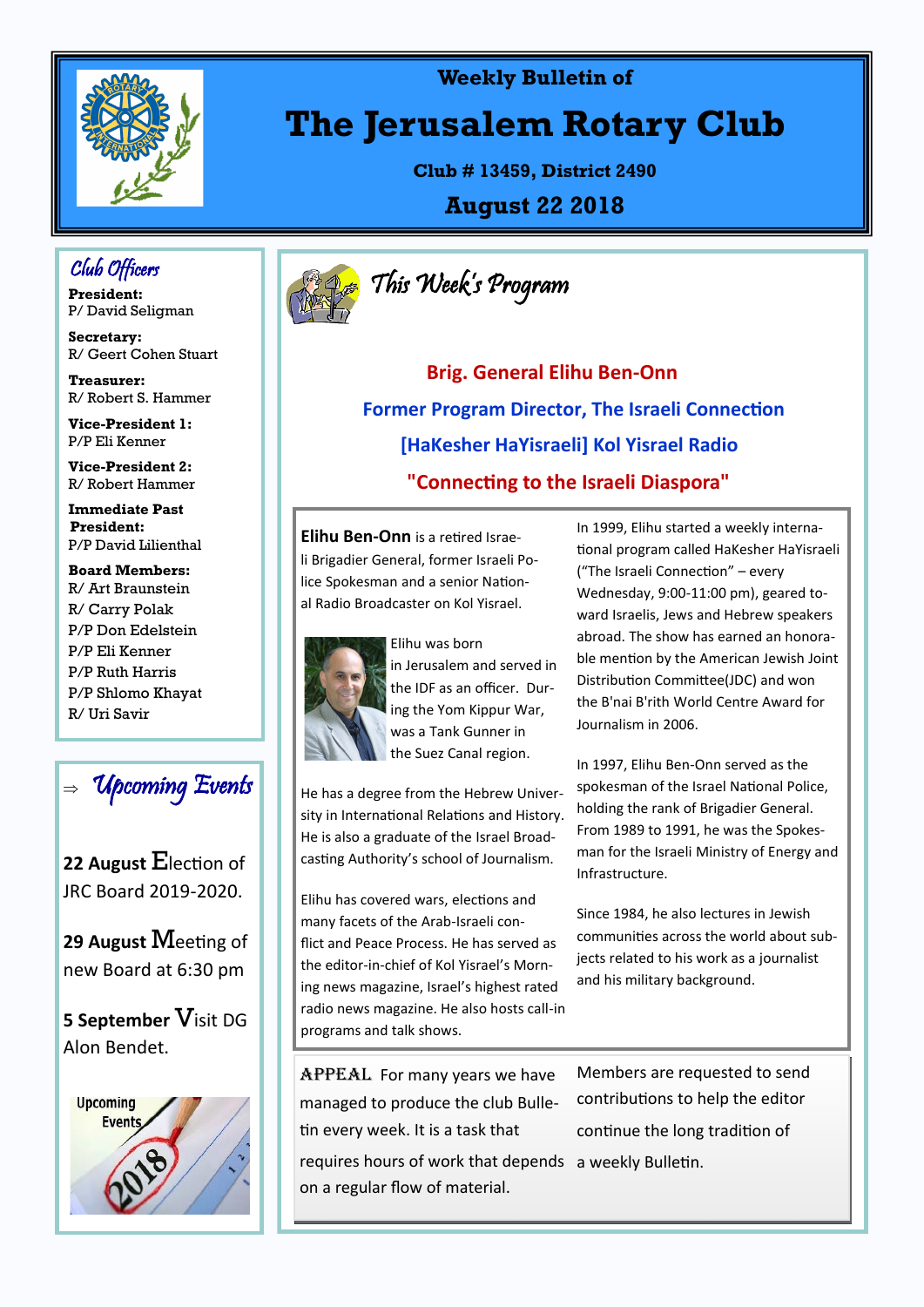Weekly Bulletin of

# The Jerusalem Rotary Club

**Club # 13459, District 2490**

**August 22 2018**

## Club Officers

**President:**
P/ David Seligman

**Secretary:**
R/ Geert Cohen Stuart

**Treasurer:**
R/ Robert S. Hammer

**Vice-President 1:**
P/P Eli Kenner

**Vice-President 2:**
R/ Robert Hammer

**Immediate Past President:**
P/P David Lilienthal

**Board Members:**
R/ Art Braunstein
R/ Carry Polak
P/P Don Edelstein
P/P Eli Kenner
P/P Ruth Harris
P/P Shlomo Khayat
R/ Uri Savir

## ⇒ Upcoming Events

**22 August** Election of JRC Board 2019-2020.

**29 August** Meeting of new Board at 6:30 pm

**5 September** Visit DG Alon Bendet.

## This Week's Program

**Brig. General Elihu Ben-Onn**

**Former Program Director, The Israeli Connection**

**[HaKesher HaYisraeli] Kol Yisrael Radio**

**"Connecting to the Israeli Diaspora"**

**Elihu Ben-Onn** is a retired Israeli Brigadier General, former Israeli Police Spokesman and a senior National Radio Broadcaster on Kol Yisrael.

Elihu was born in Jerusalem and served in the IDF as an officer. During the Yom Kippur War, was a Tank Gunner in the Suez Canal region.

He has a degree from the Hebrew University in International Relations and History. He is also a graduate of the Israel Broadcasting Authority's school of Journalism.

Elihu has covered wars, elections and many facets of the Arab-Israeli conflict and Peace Process. He has served as the editor-in-chief of Kol Yisrael's Morning news magazine, Israel's highest rated radio news magazine. He also hosts call-in programs and talk shows.

In 1999, Elihu started a weekly international program called HaKesher HaYisraeli ("The Israeli Connection" – every Wednesday, 9:00-11:00 pm), geared toward Israelis, Jews and Hebrew speakers abroad. The show has earned an honorable mention by the American Jewish Joint Distribution Committee(JDC) and won the B'nai B'rith World Centre Award for Journalism in 2006.

In 1997, Elihu Ben-Onn served as the spokesman of the Israel National Police, holding the rank of Brigadier General. From 1989 to 1991, he was the Spokesman for the Israeli Ministry of Energy and Infrastructure.

Since 1984, he also lectures in Jewish communities across the world about subjects related to his work as a journalist and his military background.

APPEAL For many years we have managed to produce the club Bulletin every week. It is a task that requires hours of work that depends on a regular flow of material. Members are requested to send contributions to help the editor continue the long tradition of a weekly Bulletin.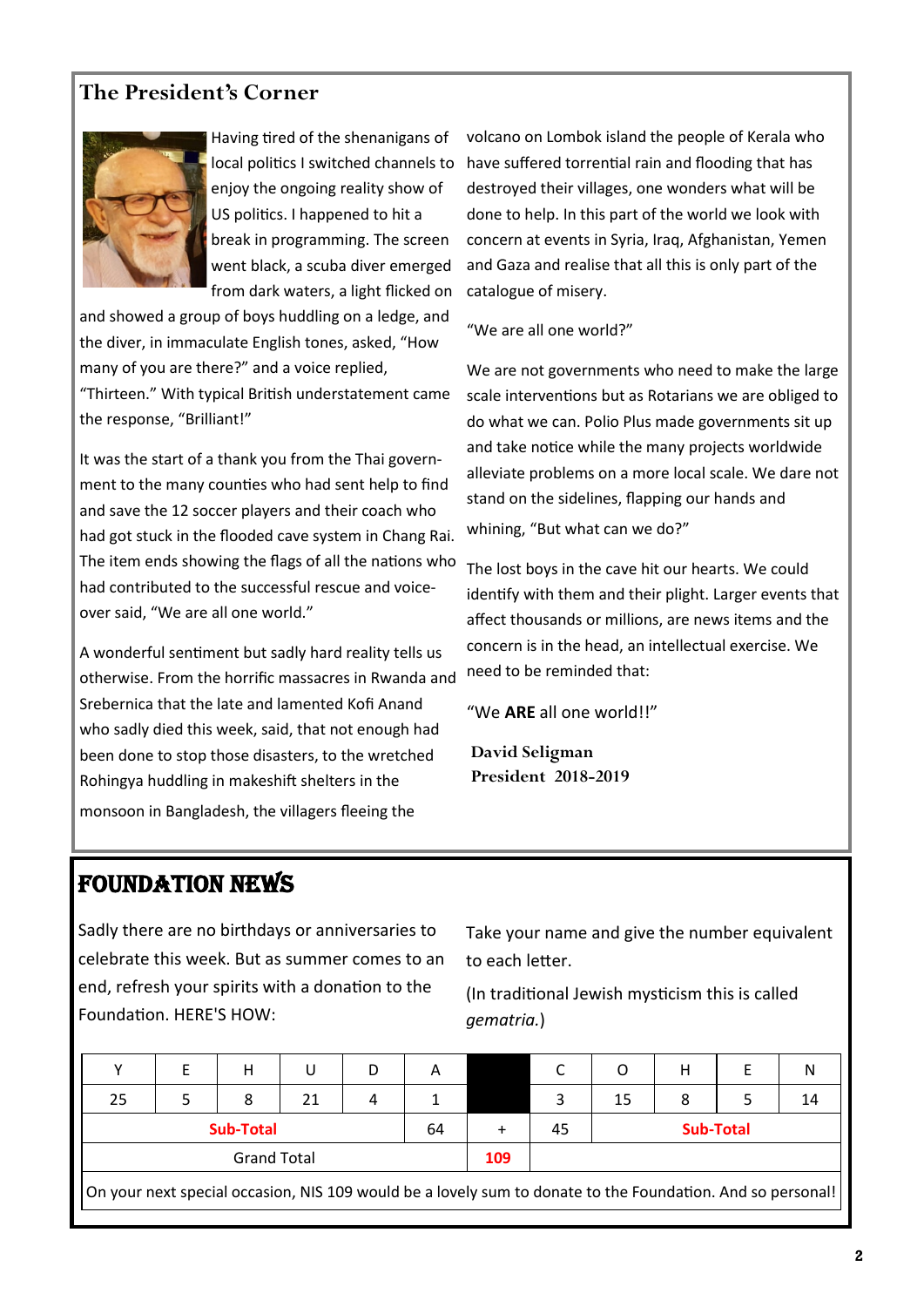## The President's Corner

Having tired of the shenanigans of local politics I switched channels to enjoy the ongoing reality show of US politics. I happened to hit a break in programming. The screen went black, a scuba diver emerged from dark waters, a light flicked on and showed a group of boys huddling on a ledge, and the diver, in immaculate English tones, asked, "How many of you are there?" and a voice replied, "Thirteen." With typical British understatement came the response, "Brilliant!"

It was the start of a thank you from the Thai government to the many counties who had sent help to find and save the 12 soccer players and their coach who had got stuck in the flooded cave system in Chang Rai. The item ends showing the flags of all the nations who had contributed to the successful rescue and voice-over said, "We are all one world."

A wonderful sentiment but sadly hard reality tells us otherwise. From the horrific massacres in Rwanda and Srebernica that the late and lamented Kofi Anand who sadly died this week, said, that not enough had been done to stop those disasters, to the wretched Rohingya huddling in makeshift shelters in the monsoon in Bangladesh, the villagers fleeing the volcano on Lombok island the people of Kerala who have suffered torrential rain and flooding that has destroyed their villages, one wonders what will be done to help. In this part of the world we look with concern at events in Syria, Iraq, Afghanistan, Yemen and Gaza and realise that all this is only part of the catalogue of misery.

"We are all one world?"

We are not governments who need to make the large scale interventions but as Rotarians we are obliged to do what we can. Polio Plus made governments sit up and take notice while the many projects worldwide alleviate problems on a more local scale. We dare not stand on the sidelines, flapping our hands and whining, "But what can we do?"

The lost boys in the cave hit our hearts. We could identify with them and their plight. Larger events that affect thousands or millions, are news items and the concern is in the head, an intellectual exercise. We need to be reminded that:

"We **ARE** all one world!!"

**David Seligman**
**President 2018-2019**

## FOUNDATION NEWS

Sadly there are no birthdays or anniversaries to celebrate this week. But as summer comes to an end, refresh your spirits with a donation to the Foundation. HERE'S HOW:

Take your name and give the number equivalent to each letter.

(In traditional Jewish mysticism this is called *gematria.*)

| Y | E | H | U | D | A | | C | O | H | E | N |
|---|---|---|---|---|---|---|---|---|---|---|---|
| 25 | 5 | 8 | 21 | 4 | 1 | | 3 | 15 | 8 | 5 | 14 |
| Sub-Total | | | | | 64 | + | 45 | Sub-Total | | | |
| Grand Total | | | | | | 109 | | | | | |
| On your next special occasion, NIS 109 would be a lovely sum to donate to the Foundation. And so personal! | | | | | | | | | | | |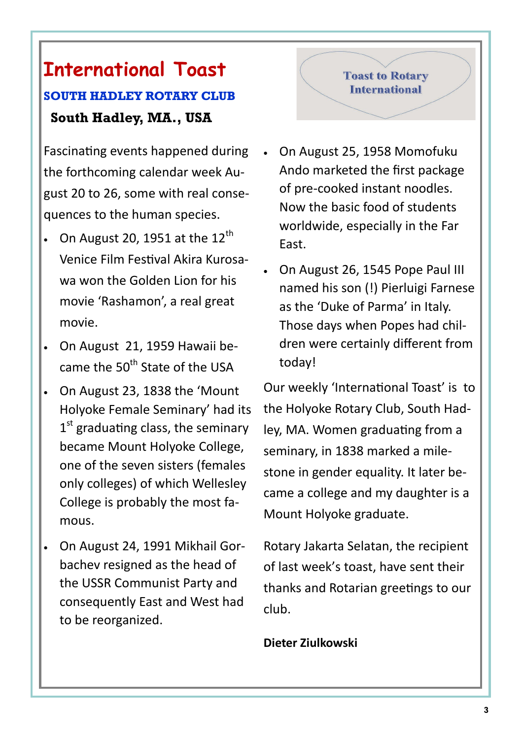# International Toast

## SOUTH HADLEY ROTARY CLUB

### South Hadley, MA., USA

Toast to Rotary International

Fascinating events happened during the forthcoming calendar week August 20 to 26, some with real consequences to the human species.

- On August 20, 1951 at the 12th Venice Film Festival Akira Kurosawa won the Golden Lion for his movie 'Rashamon', a real great movie.
- On August 21, 1959 Hawaii became the 50th State of the USA
- On August 23, 1838 the 'Mount Holyoke Female Seminary' had its 1st graduating class, the seminary became Mount Holyoke College, one of the seven sisters (females only colleges) of which Wellesley College is probably the most famous.
- On August 24, 1991 Mikhail Gorbachev resigned as the head of the USSR Communist Party and consequently East and West had to be reorganized.
- On August 25, 1958 Momofuku Ando marketed the first package of pre-cooked instant noodles. Now the basic food of students worldwide, especially in the Far East.
- On August 26, 1545 Pope Paul III named his son (!) Pierluigi Farnese as the 'Duke of Parma' in Italy. Those days when Popes had children were certainly different from today!

Our weekly 'International Toast' is to the Holyoke Rotary Club, South Hadley, MA. Women graduating from a seminary, in 1838 marked a milestone in gender equality. It later became a college and my daughter is a Mount Holyoke graduate.

Rotary Jakarta Selatan, the recipient of last week's toast, have sent their thanks and Rotarian greetings to our club.

**Dieter Ziulkowski**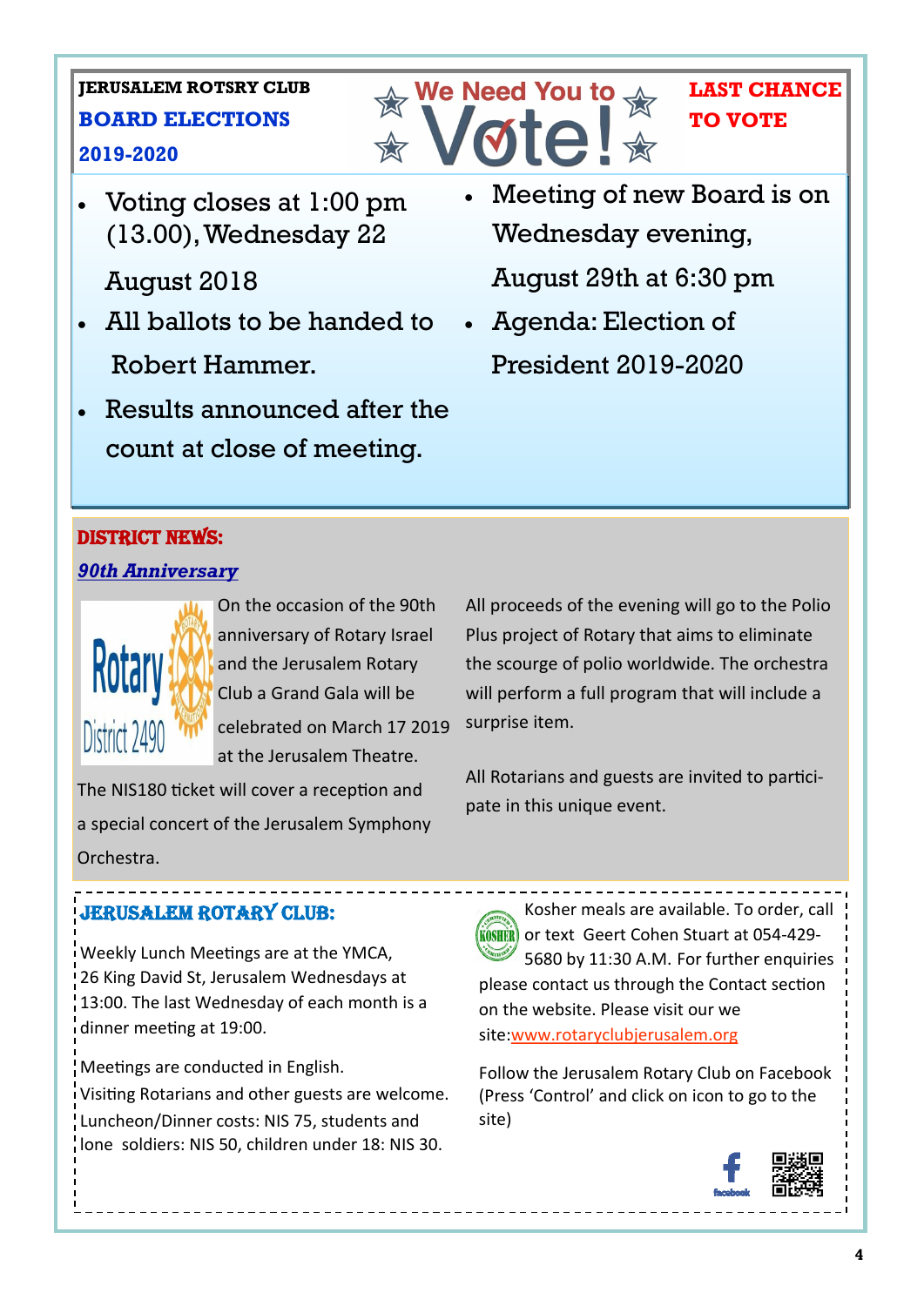**JERUSALEM ROTSRY CLUB**

**BOARD ELECTIONS**

**2019-2020**

We Need You to Vote!

**LAST CHANCE TO VOTE**

- Voting closes at 1:00 pm (13.00), Wednesday 22 August 2018
- All ballots to be handed to Robert Hammer.
- Results announced after the count at close of meeting.

- Meeting of new Board is on Wednesday evening, August 29th at 6:30 pm
- Agenda: Election of President 2019-2020

## DISTRICT NEWS:

***90th Anniversary***

Rotary District 2490

On the occasion of the 90th anniversary of Rotary Israel and the Jerusalem Rotary Club a Grand Gala will be celebrated on March 17 2019 at the Jerusalem Theatre.

The NIS180 ticket will cover a reception and a special concert of the Jerusalem Symphony Orchestra.

All proceeds of the evening will go to the Polio Plus project of Rotary that aims to eliminate the scourge of polio worldwide. The orchestra will perform a full program that will include a surprise item.

All Rotarians and guests are invited to participate in this unique event.

## JERUSALEM ROTARY CLUB:

Weekly Lunch Meetings are at the YMCA, 26 King David St, Jerusalem Wednesdays at 13:00. The last Wednesday of each month is a dinner meeting at 19:00.

Meetings are conducted in English.
Visiting Rotarians and other guests are welcome.
Luncheon/Dinner costs: NIS 75, students and lone soldiers: NIS 50, children under 18: NIS 30.

Kosher meals are available. To order, call or text Geert Cohen Stuart at 054-429-5680 by 11:30 A.M. For further enquiries please contact us through the Contact section on the website. Please visit our we site:www.rotaryclubjerusalem.org

Follow the Jerusalem Rotary Club on Facebook (Press 'Control' and click on icon to go to the site)